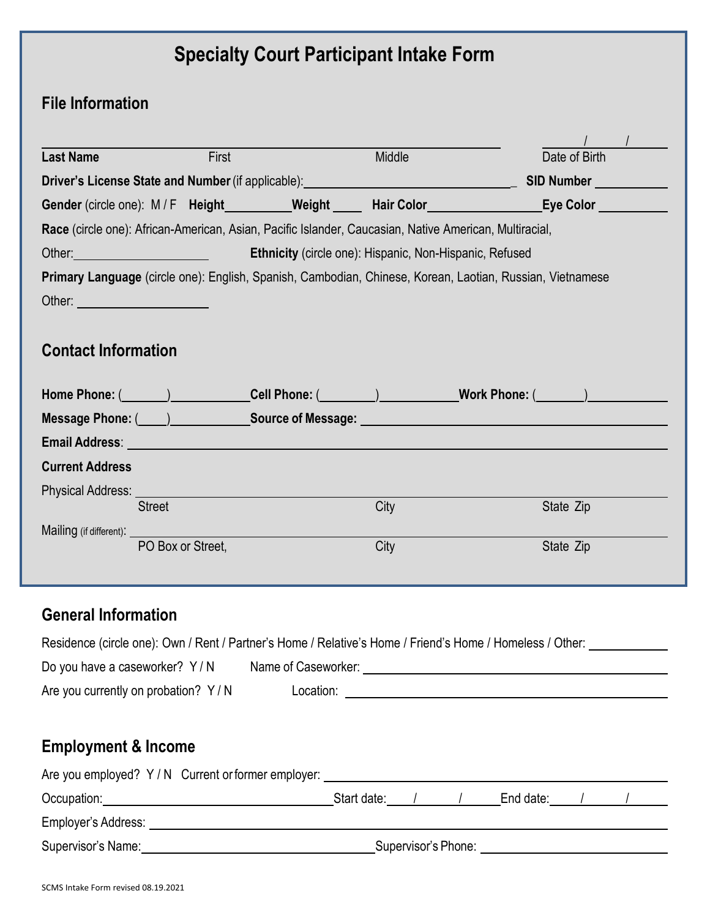# Specialty Court Participant Intake Form

## File Information

\_\_\_\_\_\_\_\_\_\_\_\_\_\_\_\_\_\_\_\_\_\_\_\_\_\_\_\_\_\_\_\_\_\_\_\_\_\_\_\_\_\_\_\_\_\_\_\_\_\_\_\_\_\_\_\_\_\_\_\_\_\_ \_\_\_\_/\_\_\_\_/\_\_\_\_

**Last Name** First Middle Date of Birth

**Driver's License State and Number** (if applicable):\_\_\_\_\_\_\_\_\_\_\_\_\_\_\_\_\_\_\_\_\_\_\_\_\_\_\_\_\_\_ **SID Number** \_\_\_\_\_\_\_\_\_\_

**Gender** (circle one): M / F **Height**\_\_\_\_\_\_\_\_\_\_ **Weight** \_\_\_\_\_ **Hair Color**\_\_\_\_\_\_\_\_\_\_\_\_\_\_\_\_ **Eye Color** \_\_\_\_\_\_\_\_\_\_

**Race** (circle one): African-American, Asian, Pacific Islander, Caucasian, Native American, Multiracial,

Other:\_\_\_\_\_\_\_\_\_\_\_\_\_\_\_\_\_\_\_\_ **Ethnicity** (circle one): Hispanic, Non-Hispanic, Refused

**Primary Language** (circle one): English, Spanish, Cambodian, Chinese, Korean, Laotian, Russian, Vietnamese

Other: \_\_\_\_\_\_\_\_\_\_\_\_\_\_\_\_\_\_\_\_

## Contact Information

**Home Phone:** (\_\_\_\_\_\_)\_\_\_\_\_\_\_\_\_\_\_ **Cell Phone:** (\_\_\_\_\_\_\_)\_\_\_\_\_\_\_\_\_\_\_ **Work Phone:** (\_\_\_\_\_\_)\_\_\_\_\_\_\_\_\_\_\_

**Message Phone:** (\_\_\_\_)\_\_\_\_\_\_\_\_\_\_\_ **Source of Message:** \_\_\_\_\_\_\_\_\_\_\_\_\_\_\_\_\_\_\_\_\_\_\_\_\_\_\_\_\_\_\_\_\_\_\_\_\_\_\_\_\_\_\_\_

**Email Address**: \_\_\_\_\_\_\_\_\_\_\_\_\_\_\_\_\_\_\_\_\_\_\_\_\_\_\_\_\_\_\_\_\_\_\_\_\_\_\_\_\_\_\_\_\_\_\_\_\_\_\_\_\_\_\_\_\_\_\_\_\_\_\_\_\_\_\_\_\_\_\_\_

**Current Address**

Physical Address: \_\_\_\_\_\_\_\_\_\_\_\_\_\_\_\_\_\_\_\_\_\_\_\_\_\_\_\_\_\_\_\_\_\_\_\_\_\_\_\_\_\_\_\_\_\_\_\_\_\_\_\_\_\_\_\_\_\_\_\_\_\_\_\_\_\_\_\_\_

Street City State Zip

Mailing (if different): \_\_\_\_\_\_\_\_\_\_\_\_\_\_\_\_\_\_\_\_\_\_\_\_\_\_\_\_\_\_\_\_\_\_\_\_\_\_\_\_\_\_\_\_\_\_\_\_\_\_\_\_\_\_\_\_\_\_\_\_\_\_\_\_\_\_\_

PO Box or Street, City State Zip

## General Information

Residence (circle one): Own / Rent / Partner's Home / Relative's Home / Friend's Home / Homeless / Other: \_\_\_\_\_\_\_\_\_\_\_

Do you have a caseworker? Y / N Name of Caseworker: \_\_\_\_\_\_\_\_\_\_\_\_\_\_\_\_\_\_\_\_\_\_\_\_\_\_\_\_\_\_\_\_\_\_\_\_\_\_\_\_\_\_\_\_\_\_

Are you currently on probation? Y / N Location: \_\_\_\_\_\_\_\_\_\_\_\_\_\_\_\_\_\_\_\_\_\_\_\_\_\_\_\_\_\_\_\_\_\_\_\_\_\_\_\_\_\_\_\_\_\_\_\_\_\_

## Employment & Income

Are you employed? Y / N Current or former employer: \_\_\_\_\_\_\_\_\_\_\_\_\_\_\_\_\_\_\_\_\_\_\_\_\_\_\_\_\_\_\_\_\_\_\_\_\_\_\_\_\_\_\_\_\_\_\_\_\_\_\_\_

Occupation:\_\_\_\_\_\_\_\_\_\_\_\_\_\_\_\_\_\_\_\_\_\_\_\_\_\_\_\_\_\_\_\_\_\_\_Start date:\_\_\_\_/\_\_\_\_/\_\_\_\_End date:\_\_\_\_/\_\_\_\_/\_\_\_\_

Employer's Address: \_\_\_\_\_\_\_\_\_\_\_\_\_\_\_\_\_\_\_\_\_\_\_\_\_\_\_\_\_\_\_\_\_\_\_\_\_\_\_\_\_\_\_\_\_\_\_\_\_\_\_\_\_\_\_\_\_\_\_\_\_\_\_\_\_\_\_\_\_\_

Supervisor's Name:\_\_\_\_\_\_\_\_\_\_\_\_\_\_\_\_\_\_\_\_\_\_\_\_\_\_\_\_\_\_\_\_\_\_\_\_\_\_Supervisor's Phone: \_\_\_\_\_\_\_\_\_\_\_\_\_\_\_\_\_\_\_\_\_\_\_\_\_\_\_\_

SCMS Intake Form revised 08.19.2021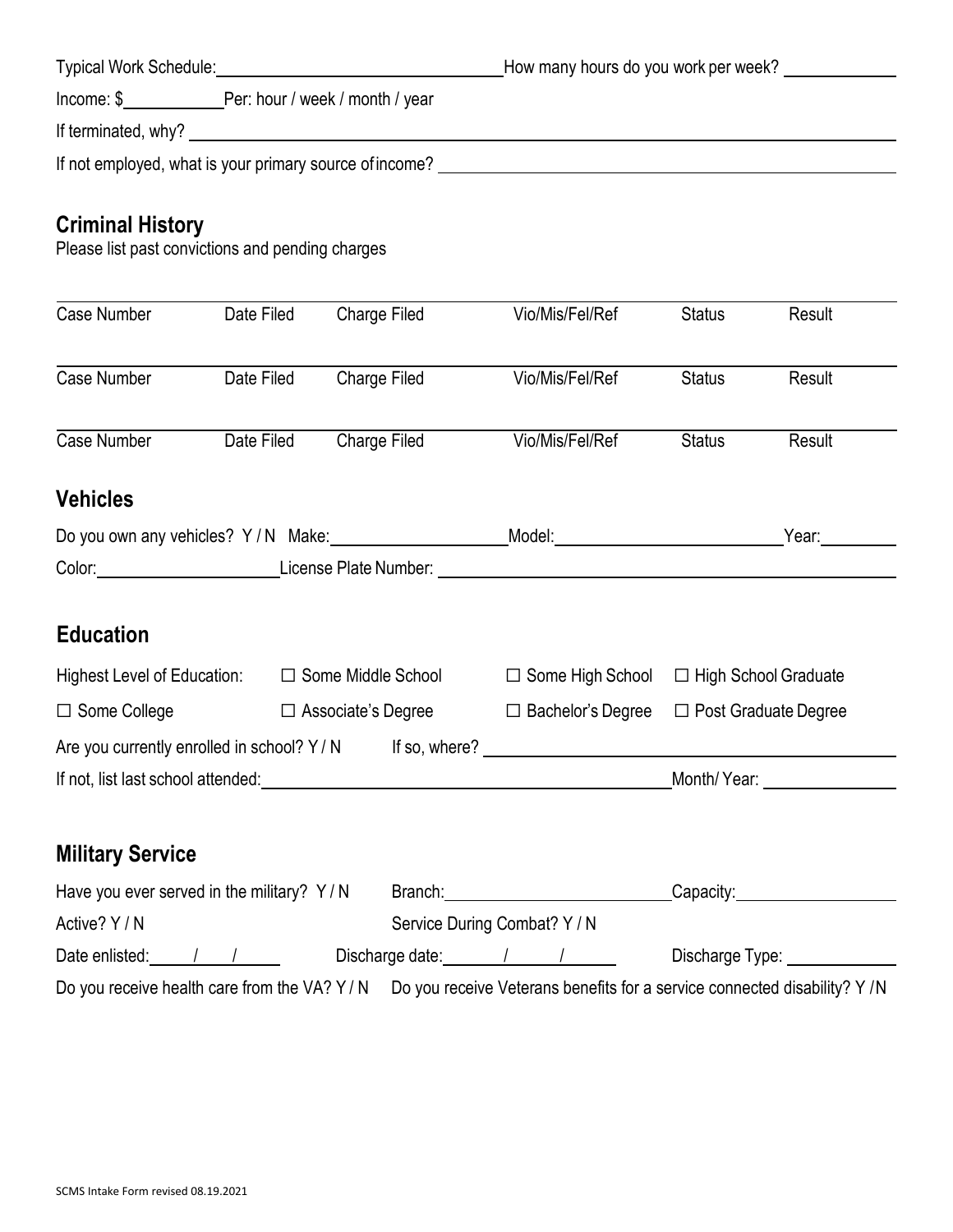Typical Work Schedule: ______________________ How many hours do you work per week? __________

Income: $__________ Per: hour / week / month / year

If terminated, why? ______________________________________________

If not employed, what is your primary source of income? ______________________________

## Criminal History

Please list past convictions and pending charges

| Case Number | Date Filed | Charge Filed | Vio/Mis/Fel/Ref | Status | Result |
|---|---|---|---|---|---|
| Case Number | Date Filed | Charge Filed | Vio/Mis/Fel/Ref | Status | Result |
| Case Number | Date Filed | Charge Filed | Vio/Mis/Fel/Ref | Status | Result |

## Vehicles

Do you own any vehicles? Y / N Make: ______________ Model: ______________ Year: ________

Color: ______________ License Plate Number: ______________________________

## Education

Highest Level of Education: ☐ Some Middle School ☐ Some High School ☐ High School Graduate

☐ Some College ☐ Associate's Degree ☐ Bachelor's Degree ☐ Post Graduate Degree

Are you currently enrolled in school? Y / N If so, where? ______________________________

If not, list last school attended: ______________________________ Month/ Year: __________

## Military Service

Have you ever served in the military? Y / N Branch: ______________ Capacity: ______________

Active? Y / N Service During Combat? Y / N

Date enlisted: ____/____/____ Discharge date: ____/____/____ Discharge Type: __________

Do you receive health care from the VA? Y / N Do you receive Veterans benefits for a service connected disability? Y /N

SCMS Intake Form revised 08.19.2021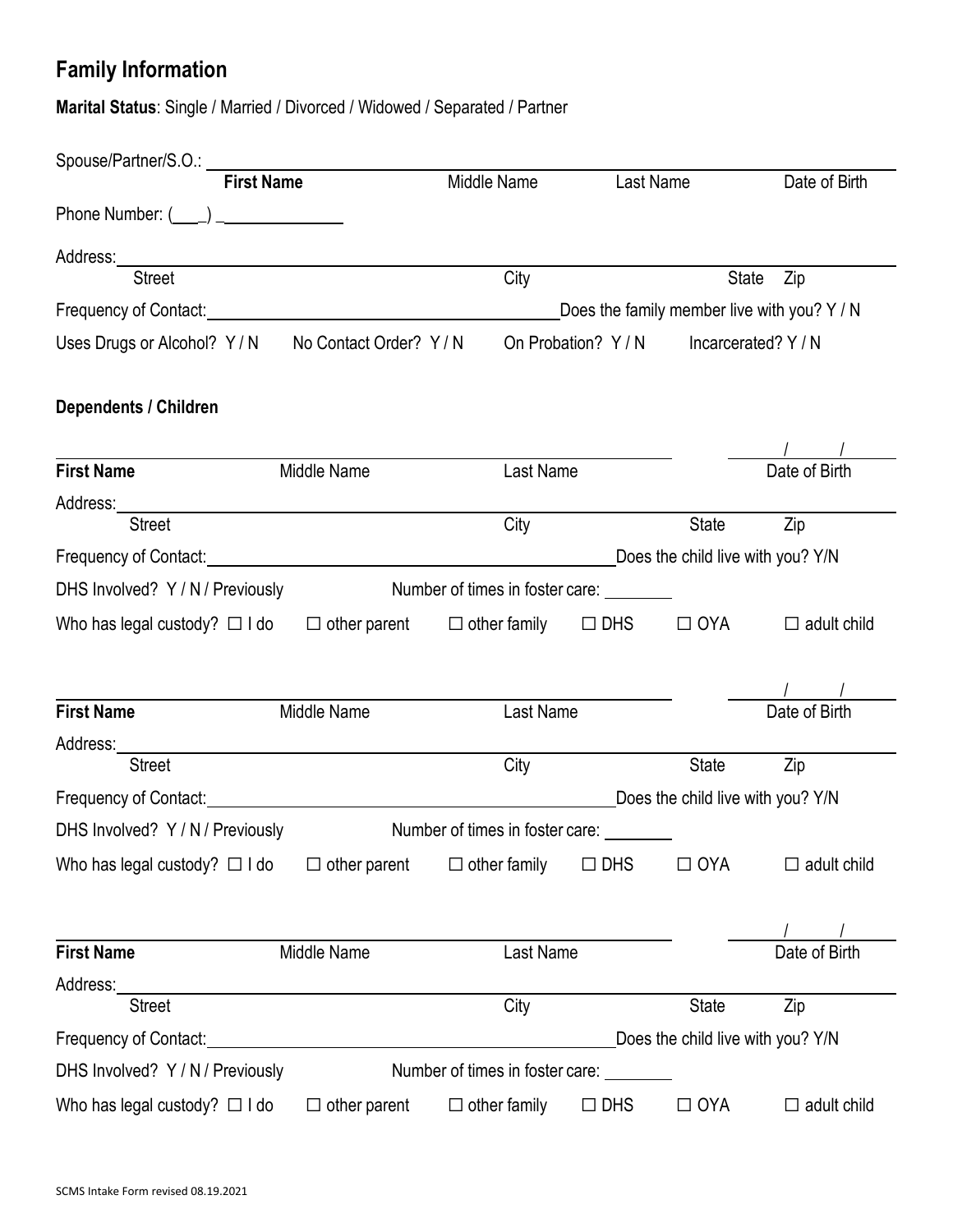## Family Information

**Marital Status**: Single / Married / Divorced / Widowed / Separated / Partner

Spouse/Partner/S.O.: ______________________________________________

**First Name** Middle Name Last Name Date of Birth

Phone Number: (___) _____________

Address: ______________________________________________

Street City State Zip

Frequency of Contact: ______________________ Does the family member live with you? Y / N

Uses Drugs or Alcohol? Y / N No Contact Order? Y / N On Probation? Y / N Incarcerated? Y / N

**Dependents / Children**

______________________________________________ ___/___/___

**First Name** Middle Name Last Name Date of Birth

Address: ______________________________________________

Street City State Zip

Frequency of Contact: ______________________ Does the child live with you? Y/N

DHS Involved? Y / N / Previously Number of times in foster care: ________

Who has legal custody? ☐ I do ☐ other parent ☐ other family ☐ DHS ☐ OYA ☐ adult child

______________________________________________ ___/___/___

**First Name** Middle Name Last Name Date of Birth

Address: ______________________________________________

Street City State Zip

Frequency of Contact: ______________________ Does the child live with you? Y/N

DHS Involved? Y / N / Previously Number of times in foster care: ________

Who has legal custody? ☐ I do ☐ other parent ☐ other family ☐ DHS ☐ OYA ☐ adult child

______________________________________________ ___/___/___

**First Name** Middle Name Last Name Date of Birth

Address: ______________________________________________

Street City State Zip

Frequency of Contact: ______________________ Does the child live with you? Y/N

DHS Involved? Y / N / Previously Number of times in foster care: ________

Who has legal custody? ☐ I do ☐ other parent ☐ other family ☐ DHS ☐ OYA ☐ adult child

SCMS Intake Form revised 08.19.2021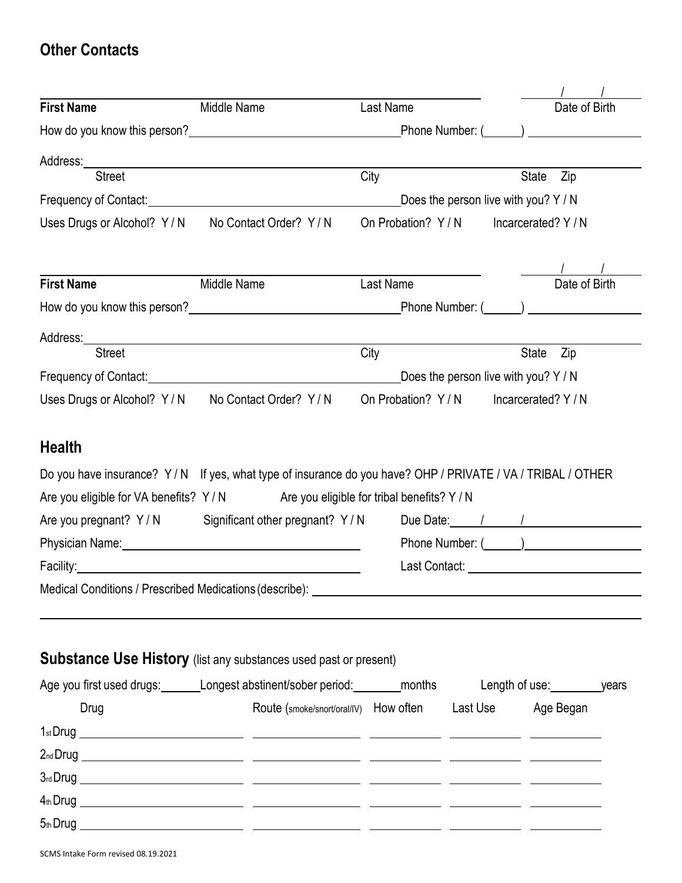## Other Contacts

| **First Name** | Middle Name | Last Name | Date of Birth: ___/___/___ |
|---|---|---|---|

How do you know this person? ______________________ Phone Number: (______) ______________

Address: ______________________________________________
Street | City | State | Zip

Frequency of Contact: ______________________ Does the person live with you? Y / N

Uses Drugs or Alcohol? Y / N    No Contact Order? Y / N    On Probation? Y / N    Incarcerated? Y / N

| **First Name** | Middle Name | Last Name | Date of Birth: ___/___/___ |
|---|---|---|---|

How do you know this person? ______________________ Phone Number: (______) ______________

Address: ______________________________________________
Street | City | State | Zip

Frequency of Contact: ______________________ Does the person live with you? Y / N

Uses Drugs or Alcohol? Y / N    No Contact Order? Y / N    On Probation? Y / N    Incarcerated? Y / N

## Health

Do you have insurance? Y / N    If yes, what type of insurance do you have? OHP / PRIVATE / VA / TRIBAL / OTHER

Are you eligible for VA benefits? Y / N    Are you eligible for tribal benefits? Y / N

Are you pregnant? Y / N    Significant other pregnant? Y / N    Due Date: ___/___/___

Physician Name: ______________________    Phone Number: (______) ______________

Facility: ______________________    Last Contact: ______________________

Medical Conditions / Prescribed Medications (describe): ______________________________________________

______________________________________________

## Substance Use History (list any substances used past or present)

Age you first used drugs: ______ Longest abstinent/sober period: ______ months    Length of use: ______ years

| Drug | Route (smoke/snort/oral/IV) | How often | Last Use | Age Began |
|---|---|---|---|---|
| 1st Drug | | | | |
| 2nd Drug | | | | |
| 3rd Drug | | | | |
| 4th Drug | | | | |
| 5th Drug | | | | |

SCMS Intake Form revised 08.19.2021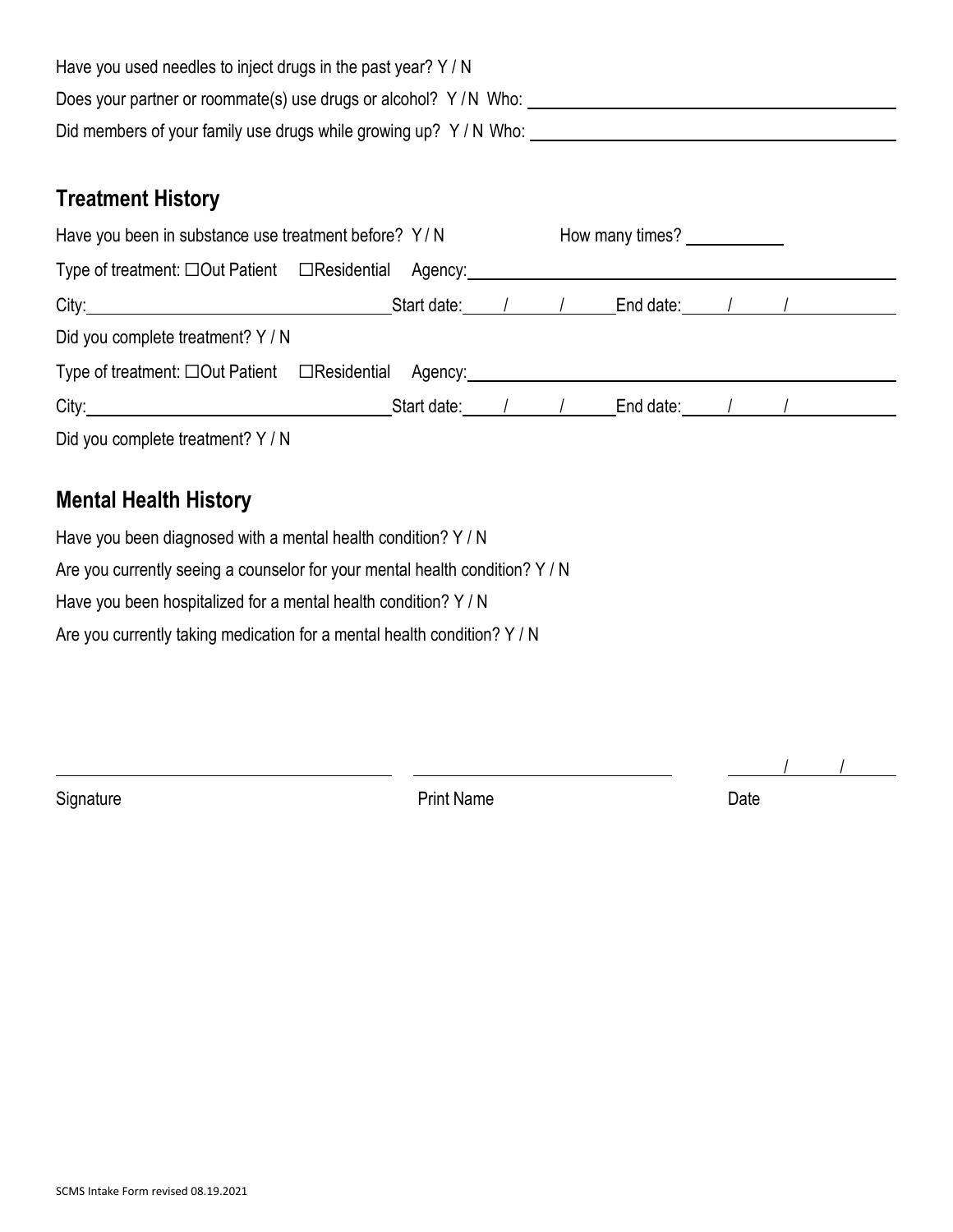Have you used needles to inject drugs in the past year? Y / N

Does your partner or roommate(s) use drugs or alcohol? Y / N Who: ______________________________

Did members of your family use drugs while growing up? Y / N Who: ______________________________

## Treatment History

Have you been in substance use treatment before? Y / N How many times? __________

Type of treatment: ☐Out Patient ☐Residential Agency: ______________________________

City: ______________________ Start date: ___/___/___ End date: ___/___/___

Did you complete treatment? Y / N

Type of treatment: ☐Out Patient ☐Residential Agency: ______________________________

City: ______________________ Start date: ___/___/___ End date: ___/___/___

Did you complete treatment? Y / N

## Mental Health History

Have you been diagnosed with a mental health condition? Y / N

Are you currently seeing a counselor for your mental health condition? Y / N

Have you been hospitalized for a mental health condition? Y / N

Are you currently taking medication for a mental health condition? Y / N

______________________ ______________________ ___/___/___

Signature Print Name Date

SCMS Intake Form revised 08.19.2021